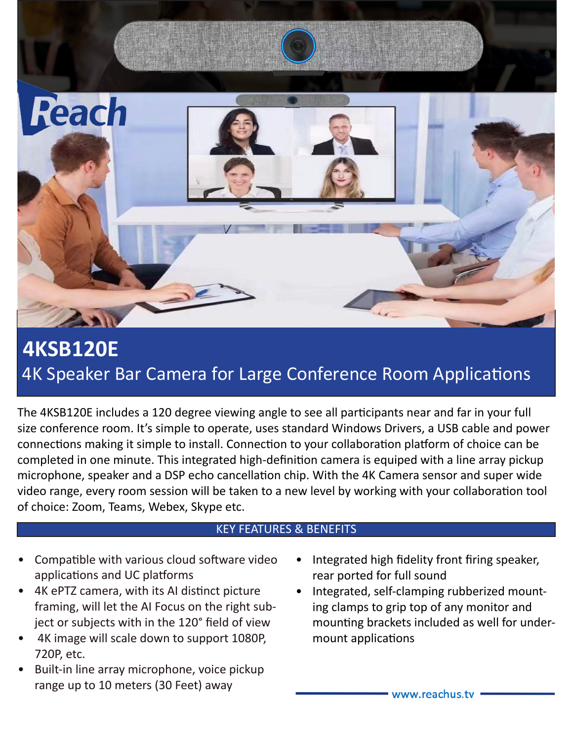# 4KSB120E

## 4K Speaker Bar Camera for Large Conference Room Applications

The 4KSB120E includes a 120 degree viewing angle to see all participants near and far in your full size conference room. It's simple to operate, uses standard Windows Drivers, a USB cable and power connections making it simple to install. Connection to your collaboration platform of choice can be completed in one minute. This integrated high-definition camera is equiped with a line array pickup microphone, speaker and a DSP echo cancellation chip. With the 4K Camera sensor and super wide video range, every room session will be taken to a new level by working with your collaboration tool of choice: Zoom, Teams, Webex, Skype etc.

### KEY FEATURES & BENEFITS

- Compatible with various cloud software video applications and UC platforms
- 4K ePTZ camera, with its AI distinct picture framing, will let the AI Focus on the right subject or subjects with in the 120° field of view
- 4K image will scale down to support 1080P, 720P, etc.
- Built-in line array microphone, voice pickup range up to 10 meters (30 Feet) away
- Integrated high fidelity front firing speaker, rear ported for full sound
- Integrated, self-clamping rubberized mounting clamps to grip top of any monitor and mounting brackets included as well for undermount applications

www.reachus.tv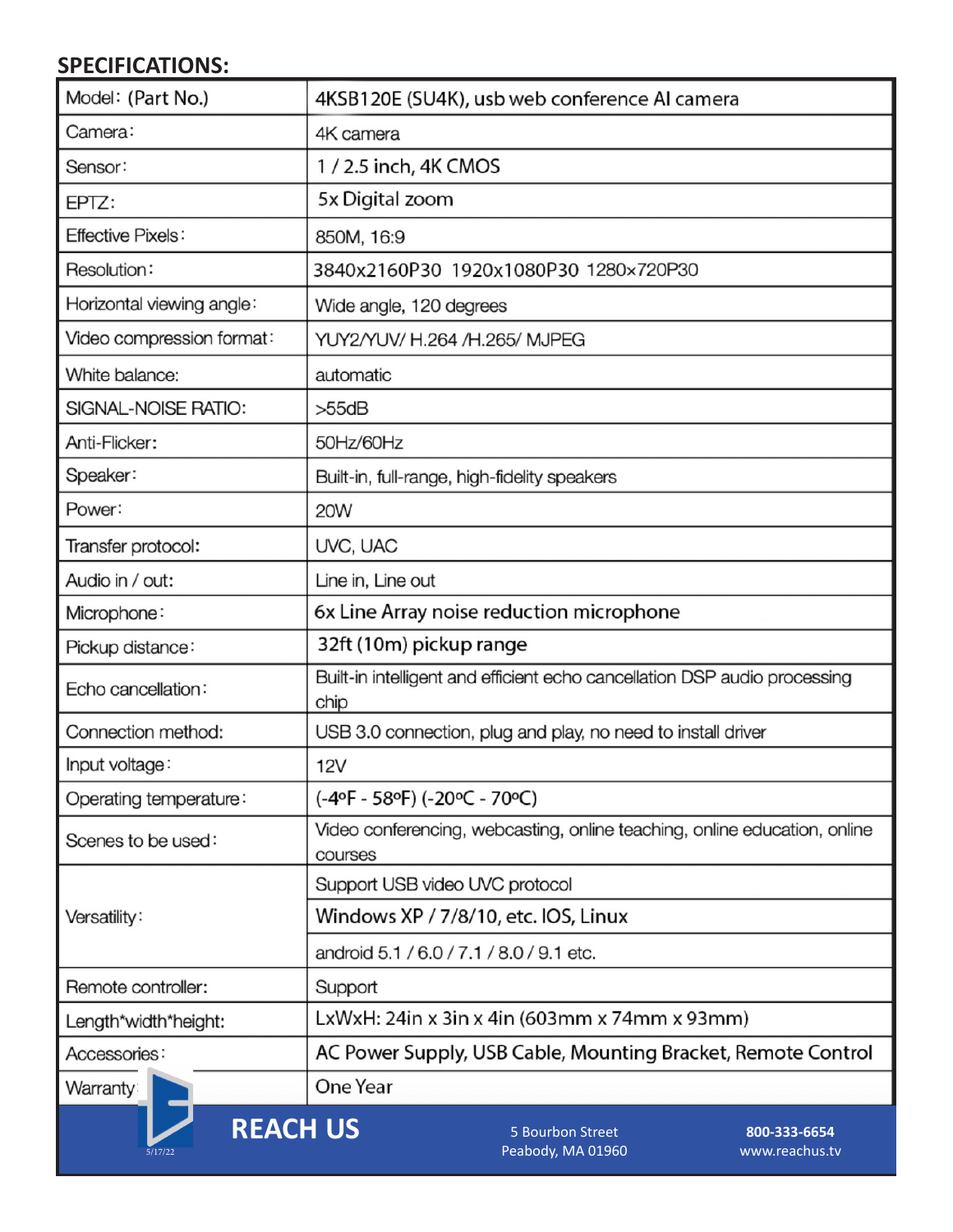## SPECIFICATIONS:

| | |
|---|---|
| Model: (Part No.) | 4KSB120E (SU4K), usb web conference AI camera |
| Camera: | 4K camera |
| Sensor: | 1 / 2.5 inch, 4K CMOS |
| EPTZ: | 5x Digital zoom |
| Effective Pixels: | 850M, 16:9 |
| Resolution: | 3840x2160P30 1920x1080P30 1280x720P30 |
| Horizontal viewing angle: | Wide angle, 120 degrees |
| Video compression format: | YUY2/YUV/ H.264 /H.265/ MJPEG |
| White balance: | automatic |
| SIGNAL-NOISE RATIO: | >55dB |
| Anti-Flicker: | 50Hz/60Hz |
| Speaker: | Built-in, full-range, high-fidelity speakers |
| Power: | 20W |
| Transfer protocol: | UVC, UAC |
| Audio in / out: | Line in, Line out |
| Microphone: | 6x Line Array noise reduction microphone |
| Pickup distance: | 32ft (10m) pickup range |
| Echo cancellation: | Built-in intelligent and efficient echo cancellation DSP audio processing chip |
| Connection method: | USB 3.0 connection, plug and play, no need to install driver |
| Input voltage: | 12V |
| Operating temperature: | (-4ºF - 58ºF) (-20ºC - 70ºC) |
| Scenes to be used: | Video conferencing, webcasting, online teaching, online education, online courses |
| Versatility: | Support USB video UVC protocol |
| | Windows XP / 7/8/10, etc. IOS, Linux |
| | android 5.1 / 6.0 / 7.1 / 8.0 / 9.1 etc. |
| Remote controller: | Support |
| Length*width*height: | LxWxH: 24in x 3in x 4in (603mm x 74mm x 93mm) |
| Accessories: | AC Power Supply, USB Cable, Mounting Bracket, Remote Control |
| Warranty: | One Year |

**REACH US**

5 Bourbon Street
Peabody, MA 01960

**800-333-6654**
www.reachus.tv

5/17/22